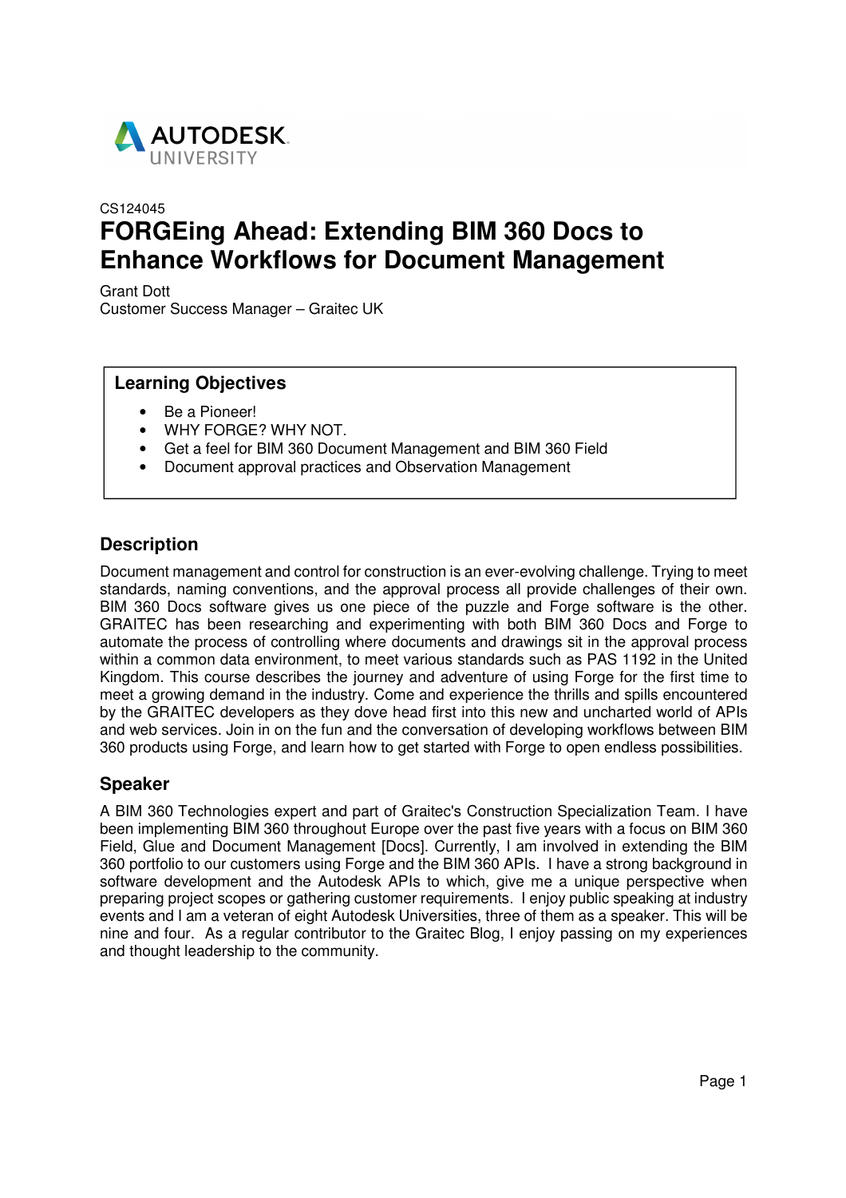CS124045

# FORGEing Ahead: Extending BIM 360 Docs to Enhance Workflows for Document Management

Grant Dott
Customer Success Manager – Graitec UK

## Learning Objectives

- Be a Pioneer!
- WHY FORGE? WHY NOT.
- Get a feel for BIM 360 Document Management and BIM 360 Field
- Document approval practices and Observation Management

## Description

Document management and control for construction is an ever-evolving challenge. Trying to meet standards, naming conventions, and the approval process all provide challenges of their own. BIM 360 Docs software gives us one piece of the puzzle and Forge software is the other. GRAITEC has been researching and experimenting with both BIM 360 Docs and Forge to automate the process of controlling where documents and drawings sit in the approval process within a common data environment, to meet various standards such as PAS 1192 in the United Kingdom. This course describes the journey and adventure of using Forge for the first time to meet a growing demand in the industry. Come and experience the thrills and spills encountered by the GRAITEC developers as they dove head first into this new and uncharted world of APIs and web services. Join in on the fun and the conversation of developing workflows between BIM 360 products using Forge, and learn how to get started with Forge to open endless possibilities.

## Speaker

A BIM 360 Technologies expert and part of Graitec's Construction Specialization Team. I have been implementing BIM 360 throughout Europe over the past five years with a focus on BIM 360 Field, Glue and Document Management [Docs]. Currently, I am involved in extending the BIM 360 portfolio to our customers using Forge and the BIM 360 APIs. I have a strong background in software development and the Autodesk APIs to which, give me a unique perspective when preparing project scopes or gathering customer requirements. I enjoy public speaking at industry events and I am a veteran of eight Autodesk Universities, three of them as a speaker. This will be nine and four. As a regular contributor to the Graitec Blog, I enjoy passing on my experiences and thought leadership to the community.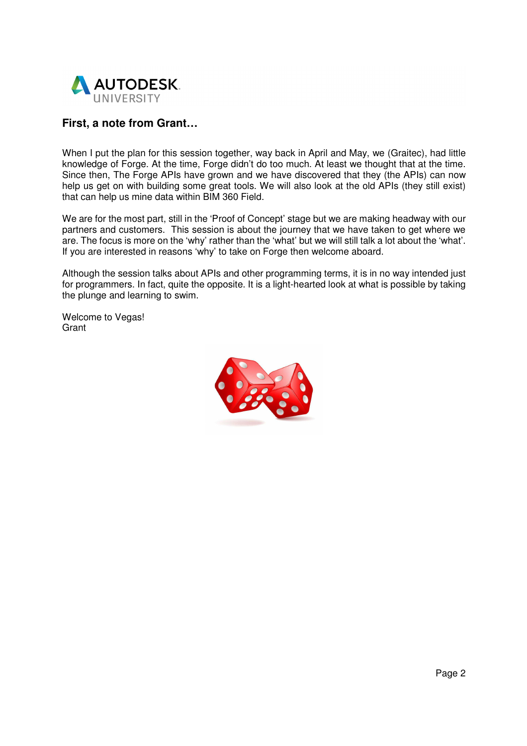## First, a note from Grant…

When I put the plan for this session together, way back in April and May, we (Graitec), had little knowledge of Forge. At the time, Forge didn't do too much. At least we thought that at the time. Since then, The Forge APIs have grown and we have discovered that they (the APIs) can now help us get on with building some great tools. We will also look at the old APIs (they still exist) that can help us mine data within BIM 360 Field.

We are for the most part, still in the 'Proof of Concept' stage but we are making headway with our partners and customers. This session is about the journey that we have taken to get where we are. The focus is more on the 'why' rather than the 'what' but we will still talk a lot about the 'what'. If you are interested in reasons 'why' to take on Forge then welcome aboard.

Although the session talks about APIs and other programming terms, it is in no way intended just for programmers. In fact, quite the opposite. It is a light-hearted look at what is possible by taking the plunge and learning to swim.

Welcome to Vegas!
Grant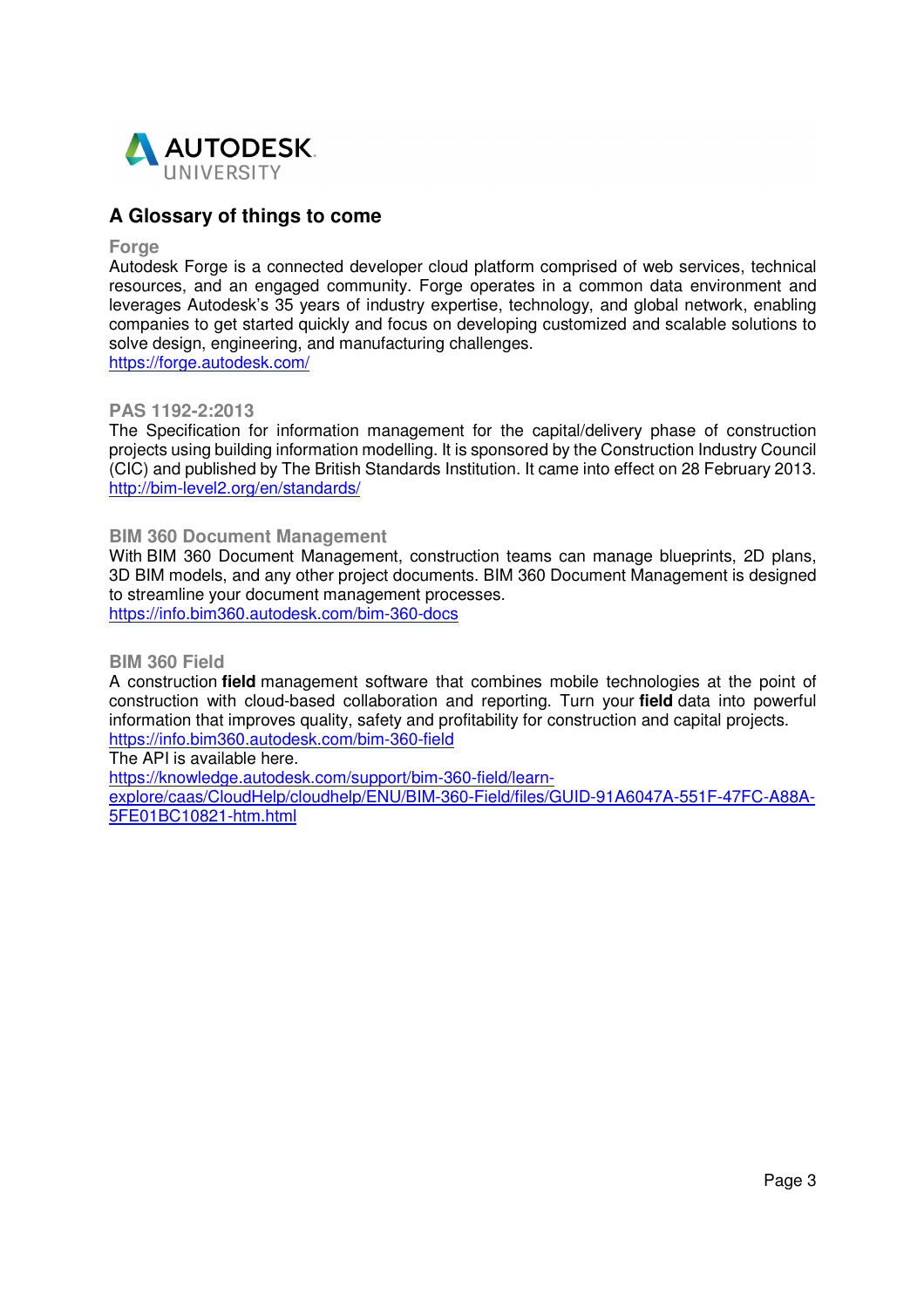## A Glossary of things to come

### Forge

Autodesk Forge is a connected developer cloud platform comprised of web services, technical resources, and an engaged community. Forge operates in a common data environment and leverages Autodesk's 35 years of industry expertise, technology, and global network, enabling companies to get started quickly and focus on developing customized and scalable solutions to solve design, engineering, and manufacturing challenges.
https://forge.autodesk.com/

### PAS 1192-2:2013

The Specification for information management for the capital/delivery phase of construction projects using building information modelling. It is sponsored by the Construction Industry Council (CIC) and published by The British Standards Institution. It came into effect on 28 February 2013.
http://bim-level2.org/en/standards/

### BIM 360 Document Management

With BIM 360 Document Management, construction teams can manage blueprints, 2D plans, 3D BIM models, and any other project documents. BIM 360 Document Management is designed to streamline your document management processes.
https://info.bim360.autodesk.com/bim-360-docs

### BIM 360 Field

A construction **field** management software that combines mobile technologies at the point of construction with cloud-based collaboration and reporting. Turn your **field** data into powerful information that improves quality, safety and profitability for construction and capital projects.
https://info.bim360.autodesk.com/bim-360-field
The API is available here.
https://knowledge.autodesk.com/support/bim-360-field/learn-explore/caas/CloudHelp/cloudhelp/ENU/BIM-360-Field/files/GUID-91A6047A-551F-47FC-A88A-5FE01BC10821-htm.html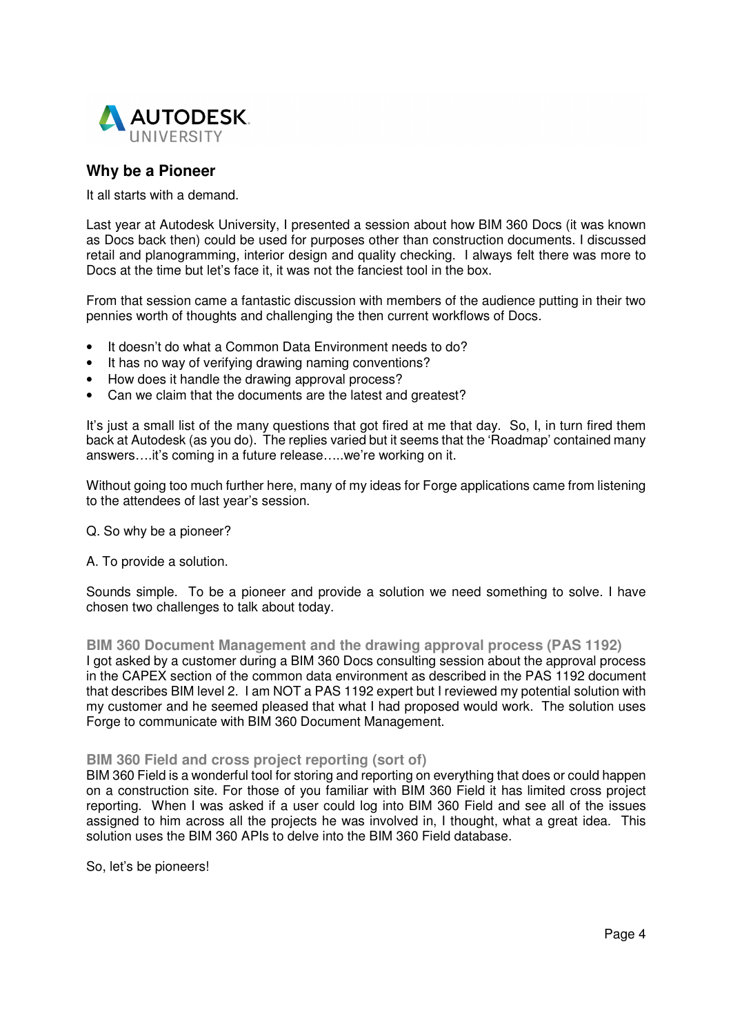## Why be a Pioneer

It all starts with a demand.

Last year at Autodesk University, I presented a session about how BIM 360 Docs (it was known as Docs back then) could be used for purposes other than construction documents. I discussed retail and planogramming, interior design and quality checking. I always felt there was more to Docs at the time but let's face it, it was not the fanciest tool in the box.

From that session came a fantastic discussion with members of the audience putting in their two pennies worth of thoughts and challenging the then current workflows of Docs.

- It doesn't do what a Common Data Environment needs to do?
- It has no way of verifying drawing naming conventions?
- How does it handle the drawing approval process?
- Can we claim that the documents are the latest and greatest?

It's just a small list of the many questions that got fired at me that day. So, I, in turn fired them back at Autodesk (as you do). The replies varied but it seems that the 'Roadmap' contained many answers….it's coming in a future release…..we're working on it.

Without going too much further here, many of my ideas for Forge applications came from listening to the attendees of last year's session.

Q. So why be a pioneer?

A. To provide a solution.

Sounds simple. To be a pioneer and provide a solution we need something to solve. I have chosen two challenges to talk about today.

### BIM 360 Document Management and the drawing approval process (PAS 1192)

I got asked by a customer during a BIM 360 Docs consulting session about the approval process in the CAPEX section of the common data environment as described in the PAS 1192 document that describes BIM level 2. I am NOT a PAS 1192 expert but I reviewed my potential solution with my customer and he seemed pleased that what I had proposed would work. The solution uses Forge to communicate with BIM 360 Document Management.

### BIM 360 Field and cross project reporting (sort of)

BIM 360 Field is a wonderful tool for storing and reporting on everything that does or could happen on a construction site. For those of you familiar with BIM 360 Field it has limited cross project reporting. When I was asked if a user could log into BIM 360 Field and see all of the issues assigned to him across all the projects he was involved in, I thought, what a great idea. This solution uses the BIM 360 APIs to delve into the BIM 360 Field database.

So, let's be pioneers!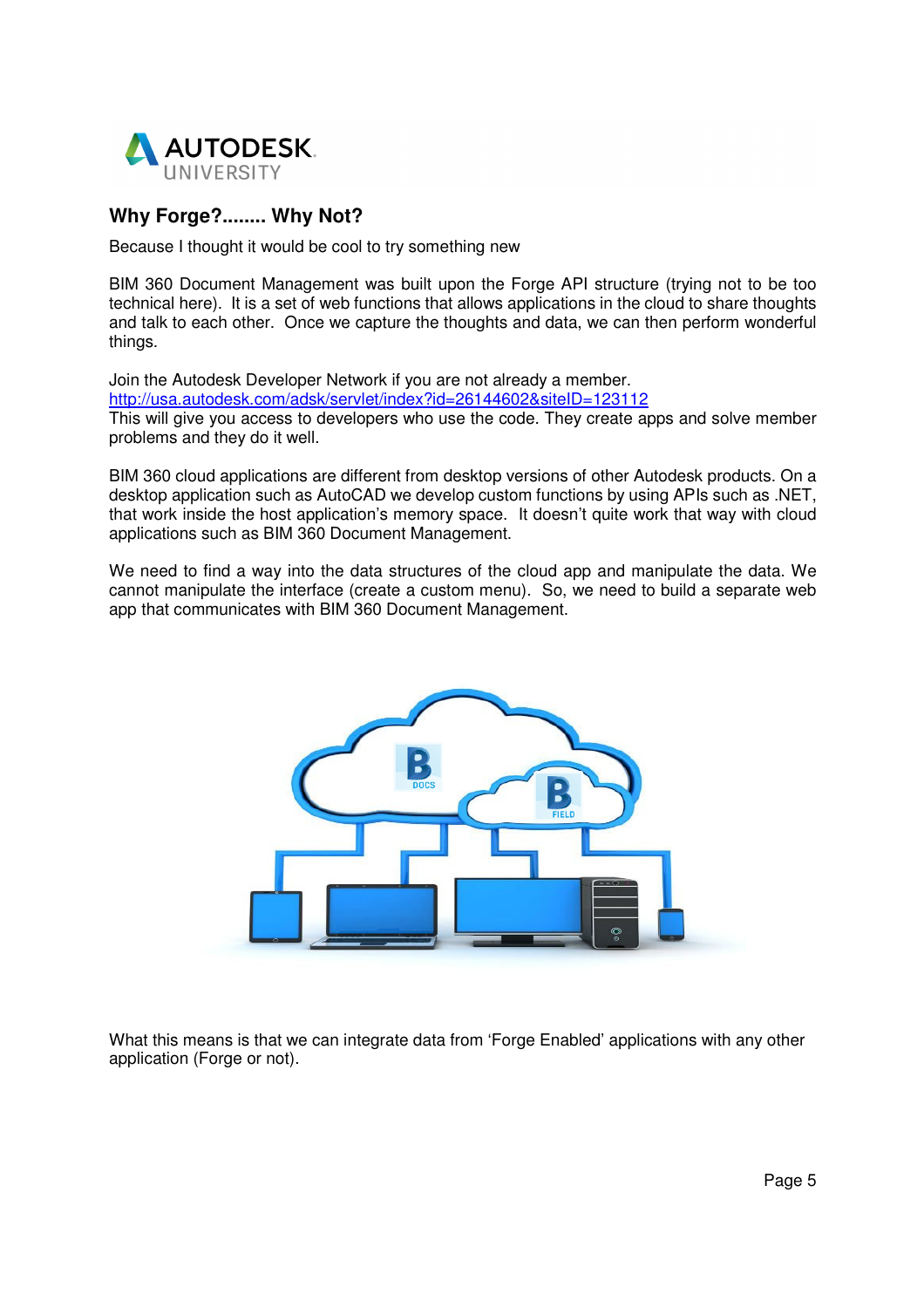## Why Forge?........ Why Not?

Because I thought it would be cool to try something new

BIM 360 Document Management was built upon the Forge API structure (trying not to be too technical here). It is a set of web functions that allows applications in the cloud to share thoughts and talk to each other. Once we capture the thoughts and data, we can then perform wonderful things.

Join the Autodesk Developer Network if you are not already a member.
http://usa.autodesk.com/adsk/servlet/index?id=26144602&siteID=123112
This will give you access to developers who use the code. They create apps and solve member problems and they do it well.

BIM 360 cloud applications are different from desktop versions of other Autodesk products. On a desktop application such as AutoCAD we develop custom functions by using APIs such as .NET, that work inside the host application's memory space. It doesn't quite work that way with cloud applications such as BIM 360 Document Management.

We need to find a way into the data structures of the cloud app and manipulate the data. We cannot manipulate the interface (create a custom menu). So, we need to build a separate web app that communicates with BIM 360 Document Management.

What this means is that we can integrate data from 'Forge Enabled' applications with any other application (Forge or not).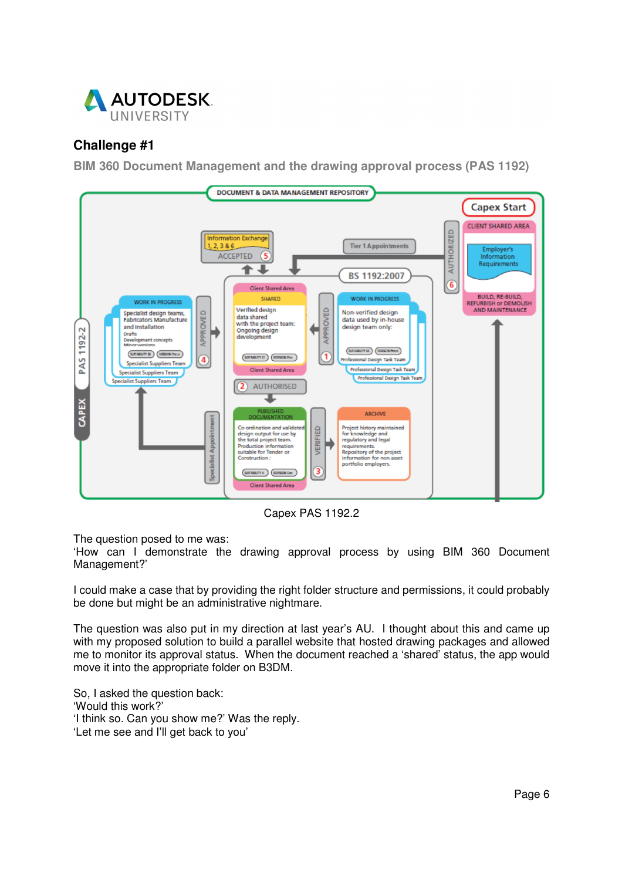## Challenge #1

### BIM 360 Document Management and the drawing approval process (PAS 1192)

Capex PAS 1192.2

The question posed to me was:
'How can I demonstrate the drawing approval process by using BIM 360 Document Management?'

I could make a case that by providing the right folder structure and permissions, it could probably be done but might be an administrative nightmare.

The question was also put in my direction at last year's AU. I thought about this and came up with my proposed solution to build a parallel website that hosted drawing packages and allowed me to monitor its approval status. When the document reached a 'shared' status, the app would move it into the appropriate folder on B3DM.

So, I asked the question back:
'Would this work?'
'I think so. Can you show me?' Was the reply.
'Let me see and I'll get back to you'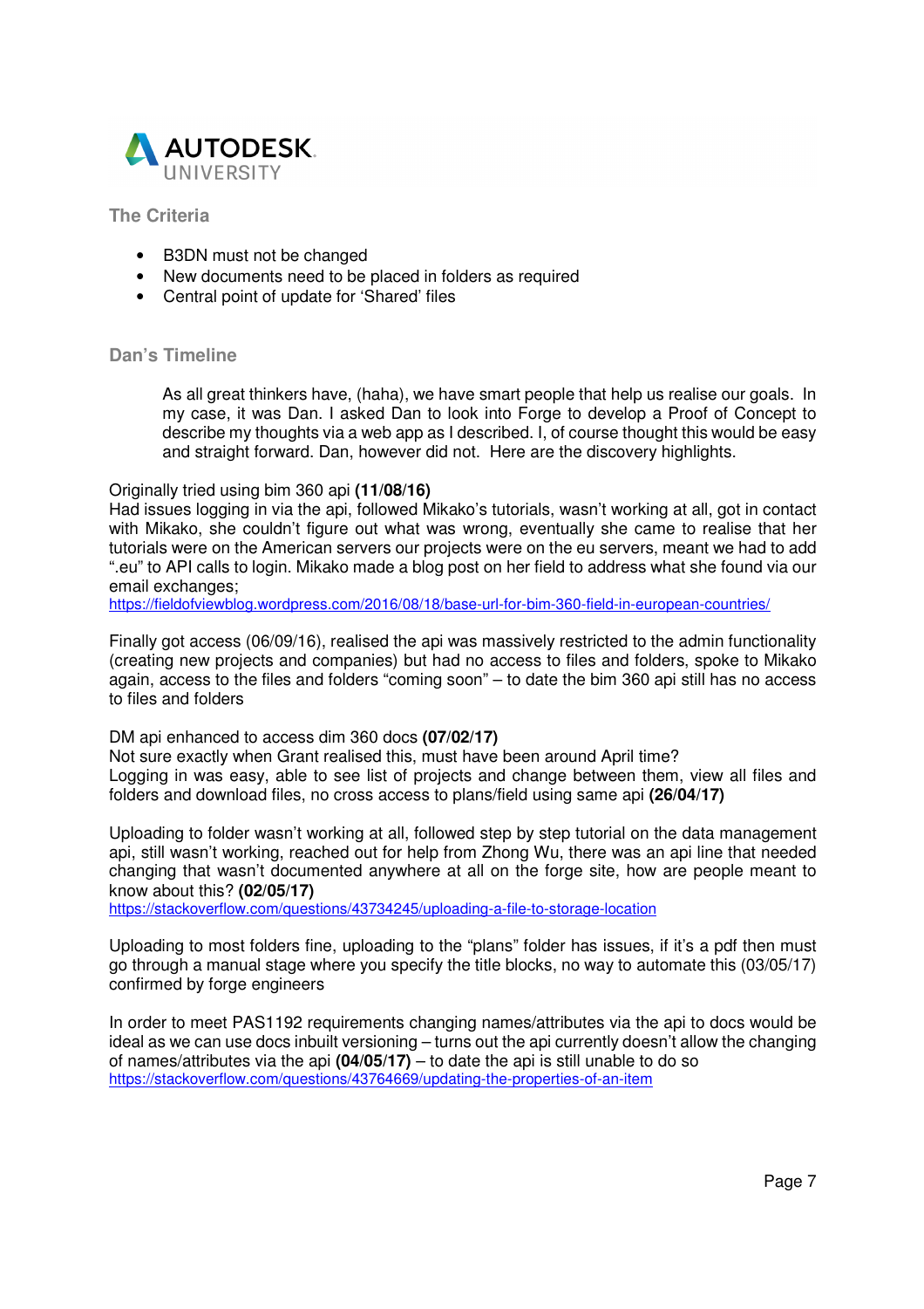## The Criteria

- B3DN must not be changed
- New documents need to be placed in folders as required
- Central point of update for 'Shared' files

## Dan's Timeline

> As all great thinkers have, (haha), we have smart people that help us realise our goals. In my case, it was Dan. I asked Dan to look into Forge to develop a Proof of Concept to describe my thoughts via a web app as I described. I, of course thought this would be easy and straight forward. Dan, however did not. Here are the discovery highlights.

Originally tried using bim 360 api **(11/08/16)**
Had issues logging in via the api, followed Mikako's tutorials, wasn't working at all, got in contact with Mikako, she couldn't figure out what was wrong, eventually she came to realise that her tutorials were on the American servers our projects were on the eu servers, meant we had to add ".eu" to API calls to login. Mikako made a blog post on her field to address what she found via our email exchanges;
https://fieldofviewblog.wordpress.com/2016/08/18/base-url-for-bim-360-field-in-european-countries/

Finally got access (06/09/16), realised the api was massively restricted to the admin functionality (creating new projects and companies) but had no access to files and folders, spoke to Mikako again, access to the files and folders "coming soon" – to date the bim 360 api still has no access to files and folders

DM api enhanced to access dim 360 docs **(07/02/17)**
Not sure exactly when Grant realised this, must have been around April time?
Logging in was easy, able to see list of projects and change between them, view all files and folders and download files, no cross access to plans/field using same api **(26/04/17)**

Uploading to folder wasn't working at all, followed step by step tutorial on the data management api, still wasn't working, reached out for help from Zhong Wu, there was an api line that needed changing that wasn't documented anywhere at all on the forge site, how are people meant to know about this? **(02/05/17)**
https://stackoverflow.com/questions/43734245/uploading-a-file-to-storage-location

Uploading to most folders fine, uploading to the "plans" folder has issues, if it's a pdf then must go through a manual stage where you specify the title blocks, no way to automate this (03/05/17) confirmed by forge engineers

In order to meet PAS1192 requirements changing names/attributes via the api to docs would be ideal as we can use docs inbuilt versioning – turns out the api currently doesn't allow the changing of names/attributes via the api **(04/05/17)** – to date the api is still unable to do so
https://stackoverflow.com/questions/43764669/updating-the-properties-of-an-item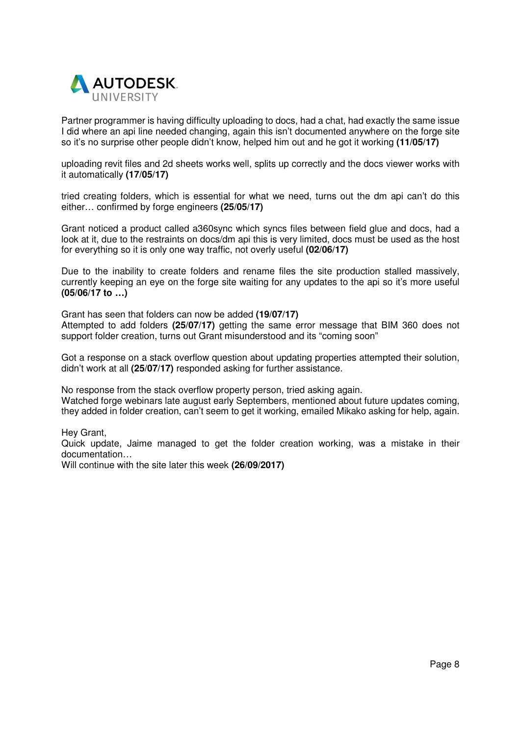Partner programmer is having difficulty uploading to docs, had a chat, had exactly the same issue I did where an api line needed changing, again this isn't documented anywhere on the forge site so it's no surprise other people didn't know, helped him out and he got it working **(11/05/17)**

uploading revit files and 2d sheets works well, splits up correctly and the docs viewer works with it automatically **(17/05/17)**

tried creating folders, which is essential for what we need, turns out the dm api can't do this either… confirmed by forge engineers **(25/05/17)**

Grant noticed a product called a360sync which syncs files between field glue and docs, had a look at it, due to the restraints on docs/dm api this is very limited, docs must be used as the host for everything so it is only one way traffic, not overly useful **(02/06/17)**

Due to the inability to create folders and rename files the site production stalled massively, currently keeping an eye on the forge site waiting for any updates to the api so it's more useful **(05/06/17 to …)**

Grant has seen that folders can now be added **(19/07/17)**
Attempted to add folders **(25/07/17)** getting the same error message that BIM 360 does not support folder creation, turns out Grant misunderstood and its "coming soon"

Got a response on a stack overflow question about updating properties attempted their solution, didn't work at all **(25/07/17)** responded asking for further assistance.

No response from the stack overflow property person, tried asking again.
Watched forge webinars late august early Septembers, mentioned about future updates coming, they added in folder creation, can't seem to get it working, emailed Mikako asking for help, again.

Hey Grant,
Quick update, Jaime managed to get the folder creation working, was a mistake in their documentation…
Will continue with the site later this week **(26/09/2017)**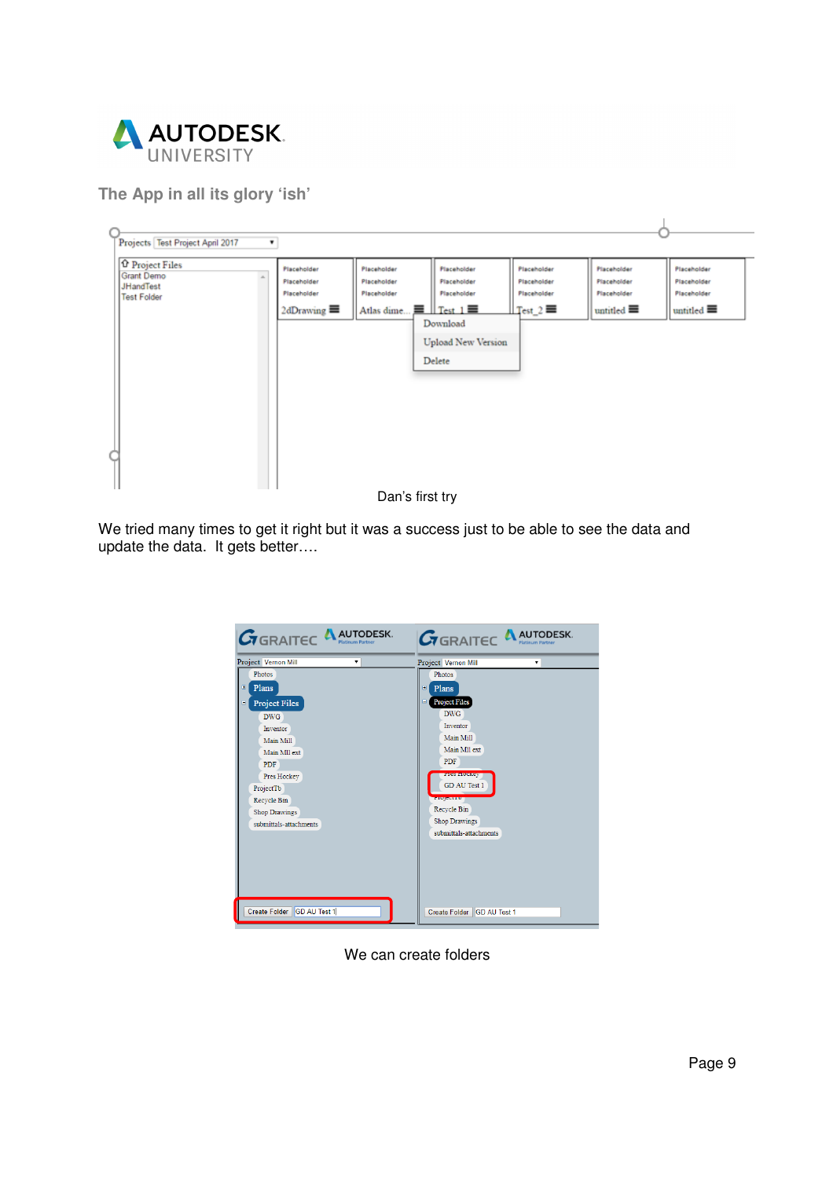## The App in all its glory 'ish'

Dan's first try

We tried many times to get it right but it was a success just to be able to see the data and update the data. It gets better….

We can create folders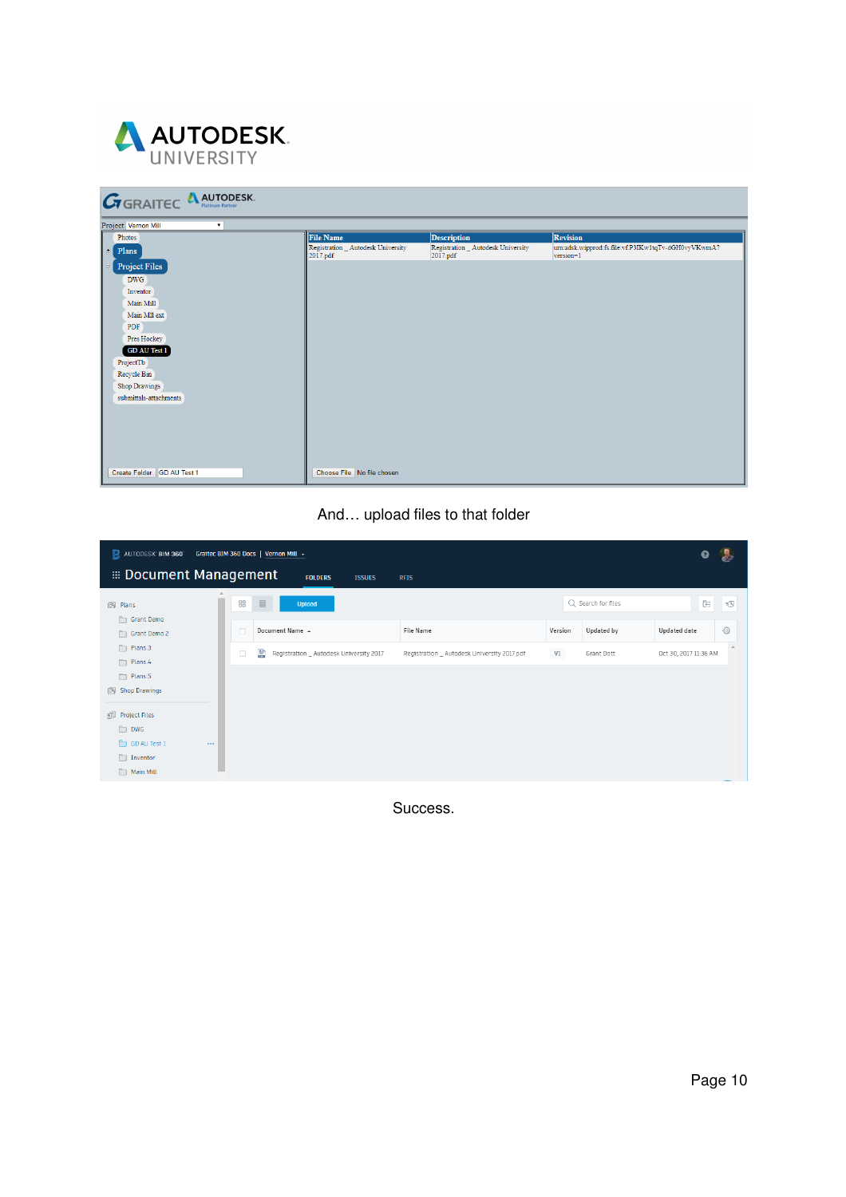And… upload files to that folder

Success.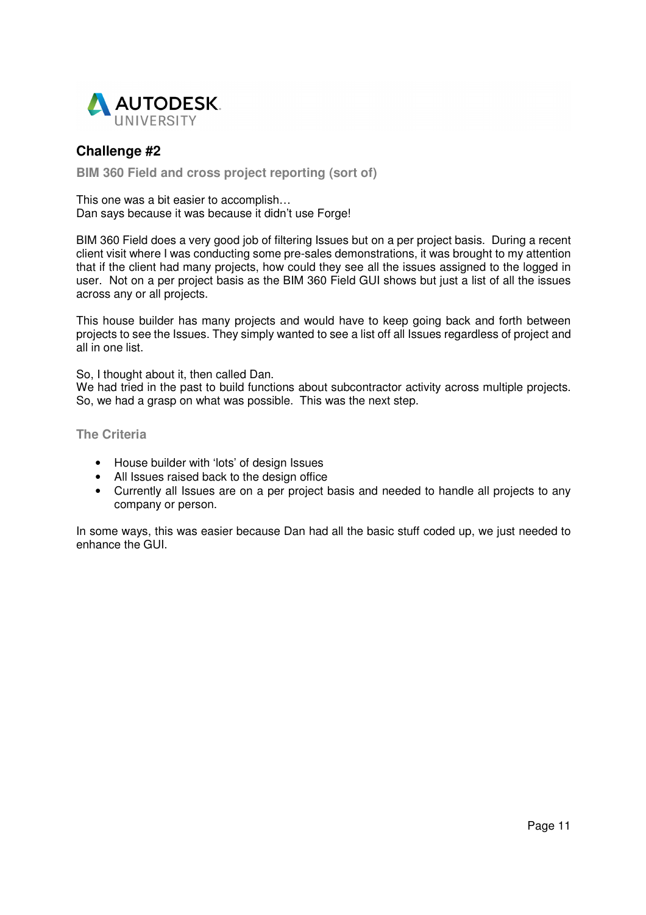## Challenge #2

### BIM 360 Field and cross project reporting (sort of)

This one was a bit easier to accomplish…
Dan says because it was because it didn't use Forge!

BIM 360 Field does a very good job of filtering Issues but on a per project basis. During a recent client visit where I was conducting some pre-sales demonstrations, it was brought to my attention that if the client had many projects, how could they see all the issues assigned to the logged in user. Not on a per project basis as the BIM 360 Field GUI shows but just a list of all the issues across any or all projects.

This house builder has many projects and would have to keep going back and forth between projects to see the Issues. They simply wanted to see a list off all Issues regardless of project and all in one list.

So, I thought about it, then called Dan.
We had tried in the past to build functions about subcontractor activity across multiple projects. So, we had a grasp on what was possible. This was the next step.

### The Criteria

- House builder with 'lots' of design Issues
- All Issues raised back to the design office
- Currently all Issues are on a per project basis and needed to handle all projects to any company or person.

In some ways, this was easier because Dan had all the basic stuff coded up, we just needed to enhance the GUI.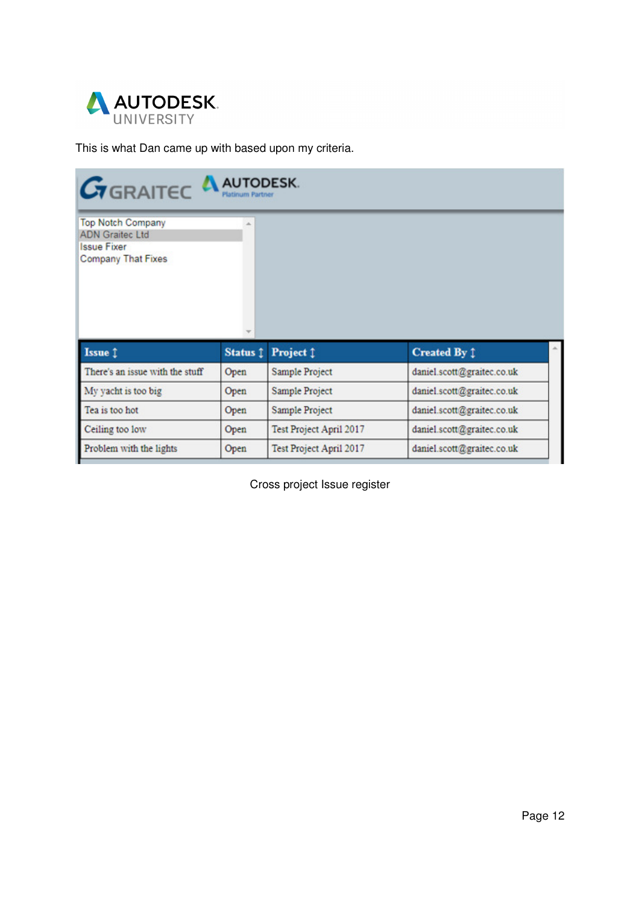This is what Dan came up with based upon my criteria.

Top Notch Company
ADN Graitec Ltd
Issue Fixer
Company That Fixes

| Issue ↕ | Status ↕ | Project ↕ | Created By ↕ |
| --- | --- | --- | --- |
| There's an issue with the stuff | Open | Sample Project | daniel.scott@graitec.co.uk |
| My yacht is too big | Open | Sample Project | daniel.scott@graitec.co.uk |
| Tea is too hot | Open | Sample Project | daniel.scott@graitec.co.uk |
| Ceiling too low | Open | Test Project April 2017 | daniel.scott@graitec.co.uk |
| Problem with the lights | Open | Test Project April 2017 | daniel.scott@graitec.co.uk |

Cross project Issue register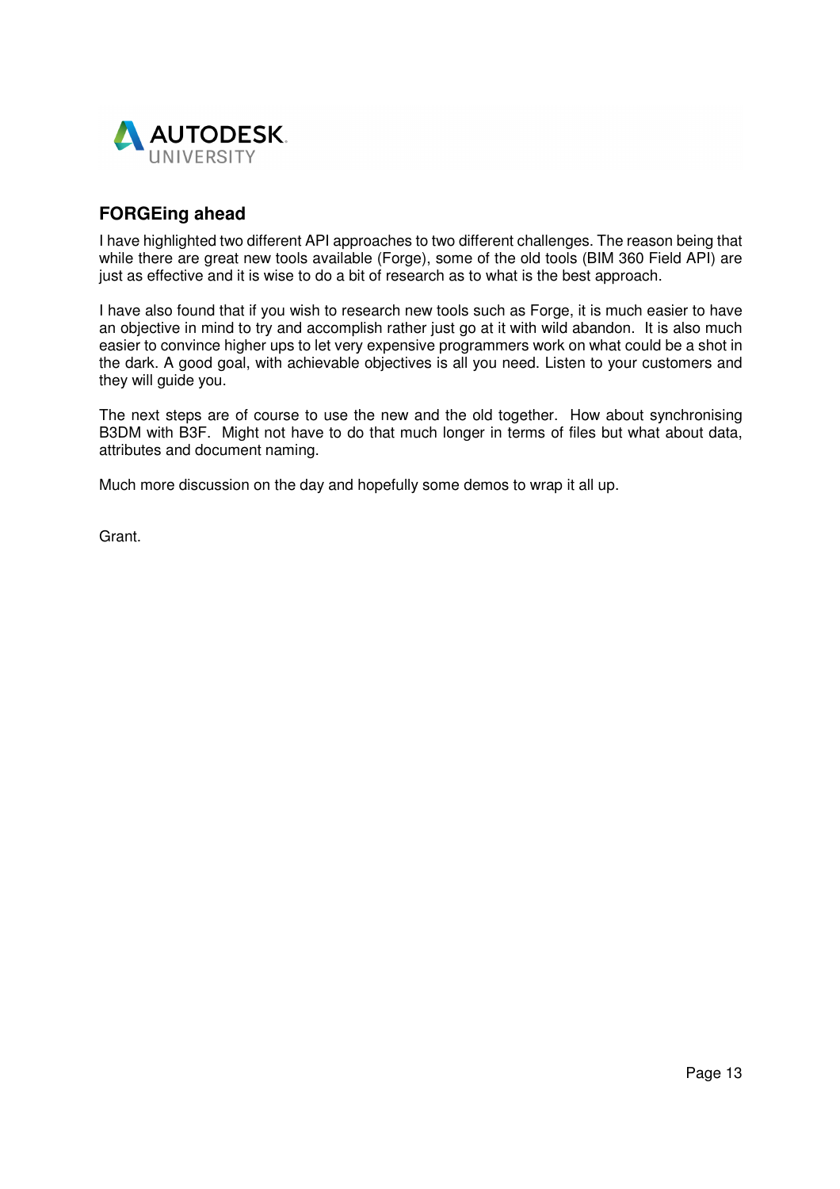## FORGEing ahead

I have highlighted two different API approaches to two different challenges. The reason being that while there are great new tools available (Forge), some of the old tools (BIM 360 Field API) are just as effective and it is wise to do a bit of research as to what is the best approach.

I have also found that if you wish to research new tools such as Forge, it is much easier to have an objective in mind to try and accomplish rather just go at it with wild abandon. It is also much easier to convince higher ups to let very expensive programmers work on what could be a shot in the dark. A good goal, with achievable objectives is all you need. Listen to your customers and they will guide you.

The next steps are of course to use the new and the old together. How about synchronising B3DM with B3F. Might not have to do that much longer in terms of files but what about data, attributes and document naming.

Much more discussion on the day and hopefully some demos to wrap it all up.

Grant.